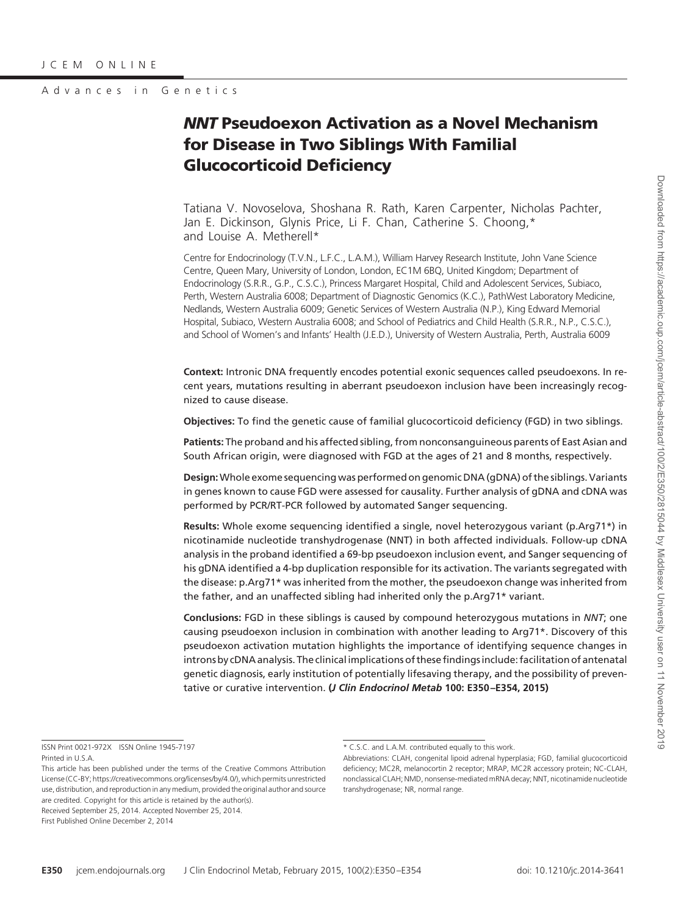Advances in Genetics

# *NNT* Pseudoexon Activation as a Novel Mechanism for Disease in Two Siblings With Familial Glucocorticoid Deficiency

Tatiana V. Novoselova, Shoshana R. Rath, Karen Carpenter, Nicholas Pachter, Jan E. Dickinson, Glynis Price, Li F. Chan, Catherine S. Choong,* and Louise A. Metherell*

Centre for Endocrinology (T.V.N., L.F.C., L.A.M.), William Harvey Research Institute, John Vane Science Centre, Queen Mary, University of London, London, EC1M 6BQ, United Kingdom; Department of Endocrinology (S.R.R., G.P., C.S.C.), Princess Margaret Hospital, Child and Adolescent Services, Subiaco, Perth, Western Australia 6008; Department of Diagnostic Genomics (K.C.), PathWest Laboratory Medicine, Nedlands, Western Australia 6009; Genetic Services of Western Australia (N.P.), King Edward Memorial Hospital, Subiaco, Western Australia 6008; and School of Pediatrics and Child Health (S.R.R., N.P., C.S.C.), and School of Women's and Infants' Health (J.E.D.), University of Western Australia, Perth, Australia 6009

**Context:** Intronic DNA frequently encodes potential exonic sequences called pseudoexons. In recent years, mutations resulting in aberrant pseudoexon inclusion have been increasingly recognized to cause disease.

**Objectives:** To find the genetic cause of familial glucocorticoid deficiency (FGD) in two siblings.

**Patients:** The proband and his affected sibling, from nonconsanguineous parents of East Asian and South African origin, were diagnosed with FGD at the ages of 21 and 8 months, respectively.

**Design:** Whole exome sequencing was performed on genomic DNA (gDNA) of the siblings. Variants in genes known to cause FGD were assessed for causality. Further analysis of gDNA and cDNA was performed by PCR/RT-PCR followed by automated Sanger sequencing.

**Results:** Whole exome sequencing identified a single, novel heterozygous variant (p.Arg71*) in nicotinamide nucleotide transhydrogenase (NNT) in both affected individuals. Follow-up cDNA analysis in the proband identified a 69-bp pseudoexon inclusion event, and Sanger sequencing of his gDNA identified a 4-bp duplication responsible for its activation. The variants segregated with the disease: p.Arg71* was inherited from the mother, the pseudoexon change was inherited from the father, and an unaffected sibling had inherited only the p.Arg71* variant.

**Conclusions:** FGD in these siblings is caused by compound heterozygous mutations in *NNT*; one causing pseudoexon inclusion in combination with another leading to Arg71*. Discovery of this pseudoexon activation mutation highlights the importance of identifying sequence changes in introns by cDNA analysis. The clinical implications of these findings include: facilitation of antenatal genetic diagnosis, early institution of potentially lifesaving therapy, and the possibility of preventative or curative intervention. ***(J Clin Endocrinol Metab* 100: E350–E354, 2015)**

ISSN Print 0021-972X ISSN Online 1945-7197
Printed in U.S.A.
This article has been published under the terms of the Creative Commons Attribution License (CC-BY; https://creativecommons.org/licenses/by/4.0/), which permits unrestricted use, distribution, and reproduction in any medium, provided the original author and source are credited. Copyright for this article is retained by the author(s).
Received September 25, 2014. Accepted November 25, 2014.
First Published Online December 2, 2014

* C.S.C. and L.A.M. contributed equally to this work.

Abbreviations: CLAH, congenital lipoid adrenal hyperplasia; FGD, familial glucocorticoid deficiency; MC2R, melanocortin 2 receptor; MRAP, MC2R accessory protein; NC-CLAH, nonclassical CLAH; NMD, nonsense-mediated mRNA decay; NNT, nicotinamide nucleotide transhydrogenase; NR, normal range.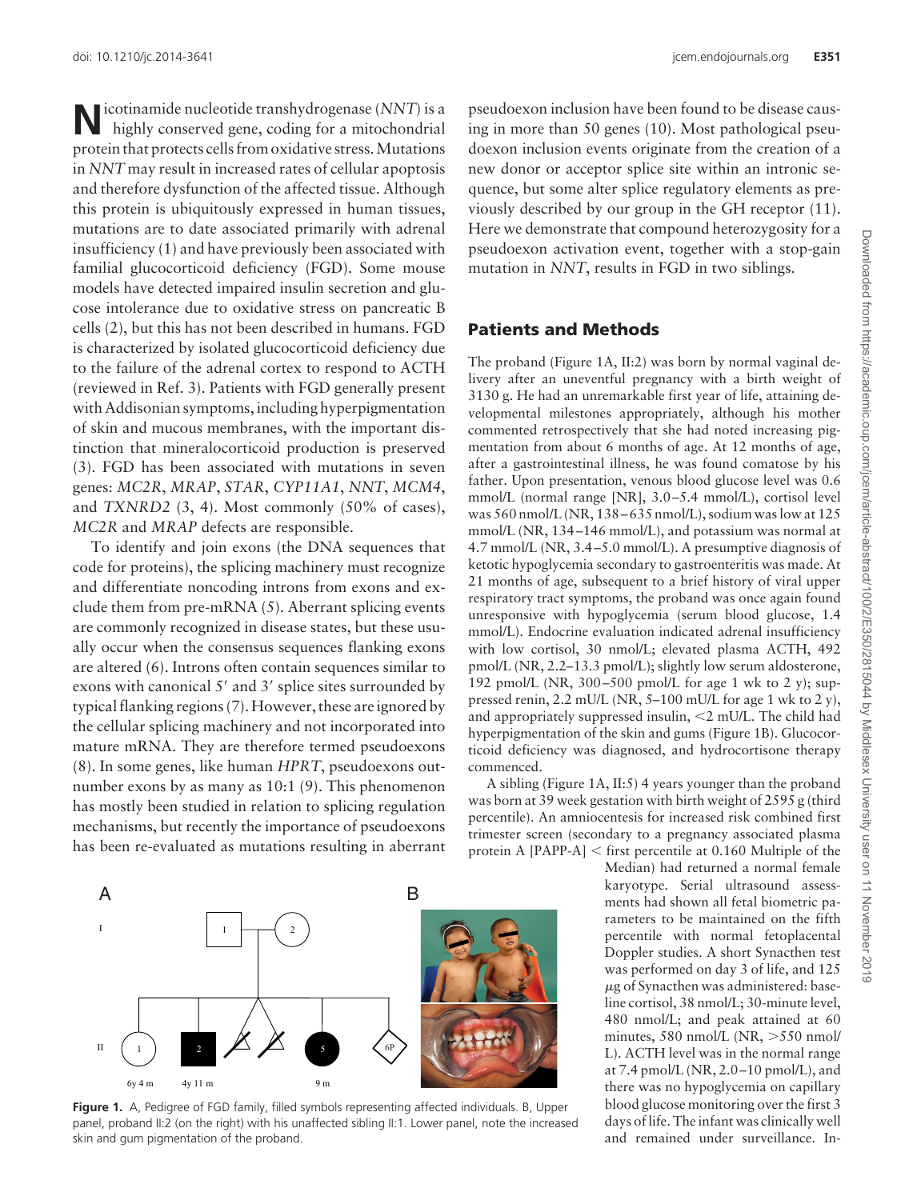**N**icotinamide nucleotide transhydrogenase (*NNT*) is a highly conserved gene, coding for a mitochondrial protein that protects cells from oxidative stress. Mutations in *NNT* may result in increased rates of cellular apoptosis and therefore dysfunction of the affected tissue. Although this protein is ubiquitously expressed in human tissues, mutations are to date associated primarily with adrenal insufficiency (1) and have previously been associated with familial glucocorticoid deficiency (FGD). Some mouse models have detected impaired insulin secretion and glucose intolerance due to oxidative stress on pancreatic B cells (2), but this has not been described in humans. FGD is characterized by isolated glucocorticoid deficiency due to the failure of the adrenal cortex to respond to ACTH (reviewed in Ref. 3). Patients with FGD generally present with Addisonian symptoms, including hyperpigmentation of skin and mucous membranes, with the important distinction that mineralocorticoid production is preserved (3). FGD has been associated with mutations in seven genes: *MC2R*, *MRAP*, *STAR*, *CYP11A1*, *NNT*, *MCM4*, and *TXNRD2* (3, 4). Most commonly (50% of cases), *MC2R* and *MRAP* defects are responsible.

To identify and join exons (the DNA sequences that code for proteins), the splicing machinery must recognize and differentiate noncoding introns from exons and exclude them from pre-mRNA (5). Aberrant splicing events are commonly recognized in disease states, but these usually occur when the consensus sequences flanking exons are altered (6). Introns often contain sequences similar to exons with canonical 5′ and 3′ splice sites surrounded by typical flanking regions (7). However, these are ignored by the cellular splicing machinery and not incorporated into mature mRNA. They are therefore termed pseudoexons (8). In some genes, like human *HPRT*, pseudoexons outnumber exons by as many as 10:1 (9). This phenomenon has mostly been studied in relation to splicing regulation mechanisms, but recently the importance of pseudoexons has been re-evaluated as mutations resulting in aberrant pseudoexon inclusion have been found to be disease causing in more than 50 genes (10). Most pathological pseudoexon inclusion events originate from the creation of a new donor or acceptor splice site within an intronic sequence, but some alter splice regulatory elements as previously described by our group in the GH receptor (11). Here we demonstrate that compound heterozygosity for a pseudoexon activation event, together with a stop-gain mutation in *NNT*, results in FGD in two siblings.

## Patients and Methods

The proband (Figure 1A, II:2) was born by normal vaginal delivery after an uneventful pregnancy with a birth weight of 3130 g. He had an unremarkable first year of life, attaining developmental milestones appropriately, although his mother commented retrospectively that she had noted increasing pigmentation from about 6 months of age. At 12 months of age, after a gastrointestinal illness, he was found comatose by his father. Upon presentation, venous blood glucose level was 0.6 mmol/L (normal range [NR], 3.0–5.4 mmol/L), cortisol level was 560 nmol/L (NR, 138–635 nmol/L), sodium was low at 125 mmol/L (NR, 134–146 mmol/L), and potassium was normal at 4.7 mmol/L (NR, 3.4–5.0 mmol/L). A presumptive diagnosis of ketotic hypoglycemia secondary to gastroenteritis was made. At 21 months of age, subsequent to a brief history of viral upper respiratory tract symptoms, the proband was once again found unresponsive with hypoglycemia (serum blood glucose, 1.4 mmol/L). Endocrine evaluation indicated adrenal insufficiency with low cortisol, 30 nmol/L; elevated plasma ACTH, 492 pmol/L (NR, 2.2–13.3 pmol/L); slightly low serum aldosterone, 192 pmol/L (NR, 300–500 pmol/L for age 1 wk to 2 y); suppressed renin, 2.2 mU/L (NR, 5–100 mU/L for age 1 wk to 2 y), and appropriately suppressed insulin, <2 mU/L. The child had hyperpigmentation of the skin and gums (Figure 1B). Glucocorticoid deficiency was diagnosed, and hydrocortisone therapy commenced.

A sibling (Figure 1A, II:5) 4 years younger than the proband was born at 39 week gestation with birth weight of 2595 g (third percentile). An amniocentesis for increased risk combined first trimester screen (secondary to a pregnancy associated plasma protein A [PAPP-A] < first percentile at 0.160 Multiple of the Median) had returned a normal female karyotype. Serial ultrasound assessments had shown all fetal biometric parameters to be maintained on the fifth percentile with normal fetoplacental Doppler studies. A short Synacthen test was performed on day 3 of life, and 125 μg of Synacthen was administered: baseline cortisol, 38 nmol/L; 30-minute level, 480 nmol/L; and peak attained at 60 minutes, 580 nmol/L (NR, >550 nmol/L). ACTH level was in the normal range at 7.4 pmol/L (NR, 2.0–10 pmol/L), and there was no hypoglycemia on capillary blood glucose monitoring over the first 3 days of life. The infant was clinically well and remained under surveillance. In-

**Figure 1.** A, Pedigree of FGD family, filled symbols representing affected individuals. B, Upper panel, proband II:2 (on the right) with his unaffected sibling II:1. Lower panel, note the increased skin and gum pigmentation of the proband.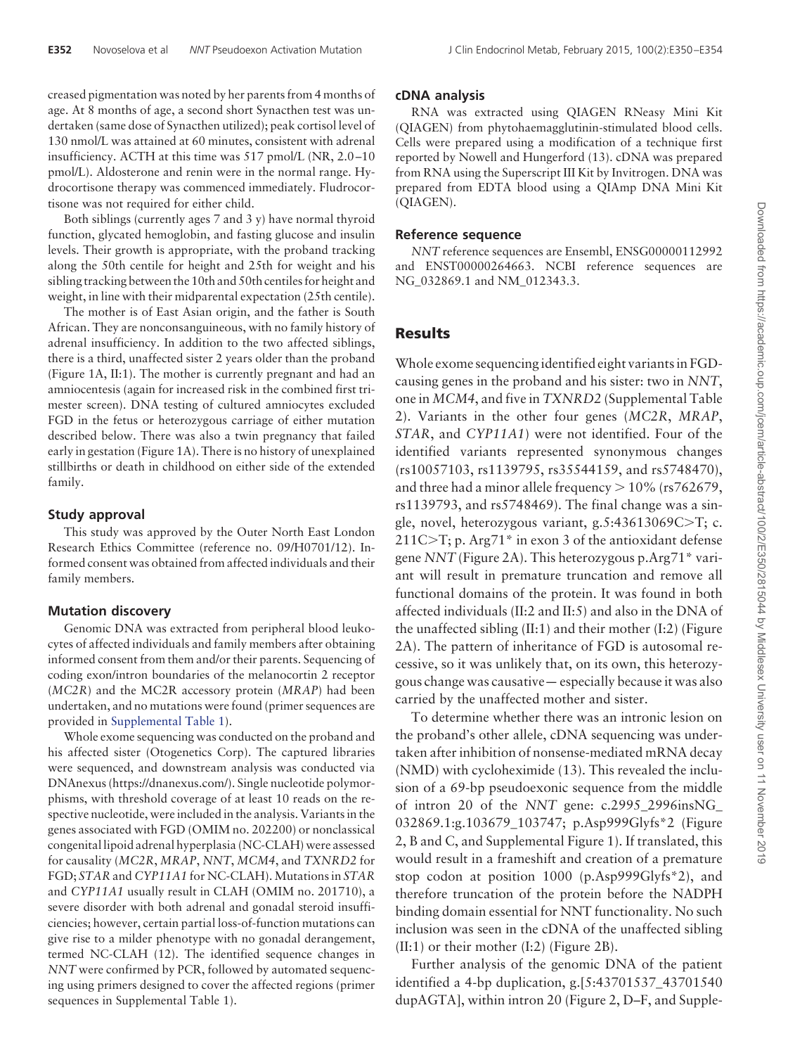creased pigmentation was noted by her parents from 4 months of age. At 8 months of age, a second short Synacthen test was undertaken (same dose of Synacthen utilized); peak cortisol level of 130 nmol/L was attained at 60 minutes, consistent with adrenal insufficiency. ACTH at this time was 517 pmol/L (NR, 2.0–10 pmol/L). Aldosterone and renin were in the normal range. Hydrocortisone therapy was commenced immediately. Fludrocortisone was not required for either child.

Both siblings (currently ages 7 and 3 y) have normal thyroid function, glycated hemoglobin, and fasting glucose and insulin levels. Their growth is appropriate, with the proband tracking along the 50th centile for height and 25th for weight and his sibling tracking between the 10th and 50th centiles for height and weight, in line with their midparental expectation (25th centile).

The mother is of East Asian origin, and the father is South African. They are nonconsanguineous, with no family history of adrenal insufficiency. In addition to the two affected siblings, there is a third, unaffected sister 2 years older than the proband (Figure 1A, II:1). The mother is currently pregnant and had an amniocentesis (again for increased risk in the combined first trimester screen). DNA testing of cultured amniocytes excluded FGD in the fetus or heterozygous carriage of either mutation described below. There was also a twin pregnancy that failed early in gestation (Figure 1A). There is no history of unexplained stillbirths or death in childhood on either side of the extended family.

### Study approval

This study was approved by the Outer North East London Research Ethics Committee (reference no. 09/H0701/12). Informed consent was obtained from affected individuals and their family members.

### Mutation discovery

Genomic DNA was extracted from peripheral blood leukocytes of affected individuals and family members after obtaining informed consent from them and/or their parents. Sequencing of coding exon/intron boundaries of the melanocortin 2 receptor (*MC2R*) and the MC2R accessory protein (*MRAP*) had been undertaken, and no mutations were found (primer sequences are provided in Supplemental Table 1).

Whole exome sequencing was conducted on the proband and his affected sister (Otogenetics Corp). The captured libraries were sequenced, and downstream analysis was conducted via DNAnexus (https://dnanexus.com/). Single nucleotide polymorphisms, with threshold coverage of at least 10 reads on the respective nucleotide, were included in the analysis. Variants in the genes associated with FGD (OMIM no. 202200) or nonclassical congenital lipoid adrenal hyperplasia (NC-CLAH) were assessed for causality (*MC2R*, *MRAP*, *NNT*, *MCM4*, and *TXNRD2* for FGD; *STAR* and *CYP11A1* for NC-CLAH). Mutations in *STAR* and *CYP11A1* usually result in CLAH (OMIM no. 201710), a severe disorder with both adrenal and gonadal steroid insufficiencies; however, certain partial loss-of-function mutations can give rise to a milder phenotype with no gonadal derangement, termed NC-CLAH (12). The identified sequence changes in *NNT* were confirmed by PCR, followed by automated sequencing using primers designed to cover the affected regions (primer sequences in Supplemental Table 1).

### cDNA analysis

RNA was extracted using QIAGEN RNeasy Mini Kit (QIAGEN) from phytohaemagglutinin-stimulated blood cells. Cells were prepared using a modification of a technique first reported by Nowell and Hungerford (13). cDNA was prepared from RNA using the Superscript III Kit by Invitrogen. DNA was prepared from EDTA blood using a QIAmp DNA Mini Kit (QIAGEN).

### Reference sequence

*NNT* reference sequences are Ensembl, ENSG00000112992 and ENST00000264663. NCBI reference sequences are NG_032869.1 and NM_012343.3.

## Results

Whole exome sequencing identified eight variants in FGD-causing genes in the proband and his sister: two in *NNT*, one in *MCM4*, and five in *TXNRD2* (Supplemental Table 2). Variants in the other four genes (*MC2R*, *MRAP*, *STAR*, and *CYP11A1*) were not identified. Four of the identified variants represented synonymous changes (rs10057103, rs1139795, rs35544159, and rs5748470), and three had a minor allele frequency > 10% (rs762679, rs1139793, and rs5748469). The final change was a single, novel, heterozygous variant, g.5:43613069C>T; c. 211C>T; p. Arg71* in exon 3 of the antioxidant defense gene *NNT* (Figure 2A). This heterozygous p.Arg71* variant will result in premature truncation and remove all functional domains of the protein. It was found in both affected individuals (II:2 and II:5) and also in the DNA of the unaffected sibling (II:1) and their mother (I:2) (Figure 2A). The pattern of inheritance of FGD is autosomal recessive, so it was unlikely that, on its own, this heterozygous change was causative— especially because it was also carried by the unaffected mother and sister.

To determine whether there was an intronic lesion on the proband's other allele, cDNA sequencing was undertaken after inhibition of nonsense-mediated mRNA decay (NMD) with cycloheximide (13). This revealed the inclusion of a 69-bp pseudoexonic sequence from the middle of intron 20 of the *NNT* gene: c.2995_2996insNG_032869.1:g.103679_103747; p.Asp999Glyfs*2 (Figure 2, B and C, and Supplemental Figure 1). If translated, this would result in a frameshift and creation of a premature stop codon at position 1000 (p.Asp999Glyfs*2), and therefore truncation of the protein before the NADPH binding domain essential for NNT functionality. No such inclusion was seen in the cDNA of the unaffected sibling (II:1) or their mother (I:2) (Figure 2B).

Further analysis of the genomic DNA of the patient identified a 4-bp duplication, g.[5:43701537_43701540dupAGTA], within intron 20 (Figure 2, D–F, and Supple-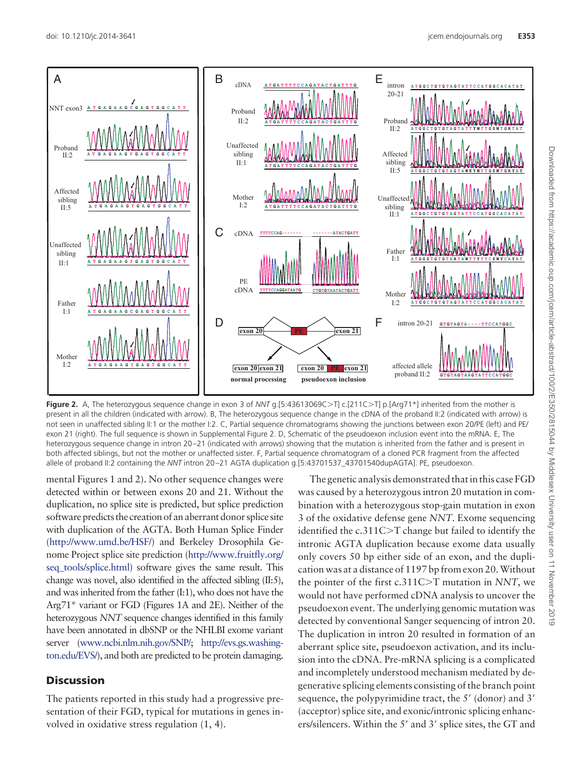**Figure 2.** A, The heterozygous sequence change in exon 3 of *NNT* g.[5:43613069C>T] c.[211C>T] p.[Arg71*] inherited from the mother is present in all the children (indicated with arrow). B, The heterozygous sequence change in the cDNA of the proband II:2 (indicated with arrow) is not seen in unaffected sibling II:1 or the mother I:2. C, Partial sequence chromatograms showing the junctions between exon 20/PE (left) and PE/exon 21 (right). The full sequence is shown in Supplemental Figure 2. D, Schematic of the pseudoexon inclusion event into the mRNA. E, The heterozygous sequence change in intron 20–21 (indicated with arrows) showing that the mutation is inherited from the father and is present in both affected siblings, but not the mother or unaffected sister. F, Partial sequence chromatogram of a cloned PCR fragment from the affected allele of proband II:2 containing the *NNT* intron 20–21 AGTA duplication g.[5:43701537_43701540dupAGTA]. PE, pseudoexon.

mental Figures 1 and 2). No other sequence changes were detected within or between exons 20 and 21. Without the duplication, no splice site is predicted, but splice prediction software predicts the creation of an aberrant donor splice site with duplication of the AGTA. Both Human Splice Finder (http://www.umd.be/HSF/) and Berkeley Drosophila Genome Project splice site prediction (http://www.fruitfly.org/seq_tools/splice.html) software gives the same result. This change was novel, also identified in the affected sibling (II:5), and was inherited from the father (I:1), who does not have the Arg71* variant or FGD (Figures 1A and 2E). Neither of the heterozygous *NNT* sequence changes identified in this family have been annotated in dbSNP or the NHLBI exome variant server (www.ncbi.nlm.nih.gov/SNP/; http://evs.gs.washington.edu/EVS/), and both are predicted to be protein damaging.

## Discussion

The patients reported in this study had a progressive presentation of their FGD, typical for mutations in genes involved in oxidative stress regulation (1, 4).

The genetic analysis demonstrated that in this case FGD was caused by a heterozygous intron 20 mutation in combination with a heterozygous stop-gain mutation in exon 3 of the oxidative defense gene *NNT*. Exome sequencing identified the c.311C>T change but failed to identify the intronic AGTA duplication because exome data usually only covers 50 bp either side of an exon, and the duplication was at a distance of 1197 bp from exon 20. Without the pointer of the first c.311C>T mutation in *NNT*, we would not have performed cDNA analysis to uncover the pseudoexon event. The underlying genomic mutation was detected by conventional Sanger sequencing of intron 20. The duplication in intron 20 resulted in formation of an aberrant splice site, pseudoexon activation, and its inclusion into the cDNA. Pre-mRNA splicing is a complicated and incompletely understood mechanism mediated by degenerative splicing elements consisting of the branch point sequence, the polypyrimidine tract, the 5′ (donor) and 3′ (acceptor) splice site, and exonic/intronic splicing enhancers/silencers. Within the 5′ and 3′ splice sites, the GT and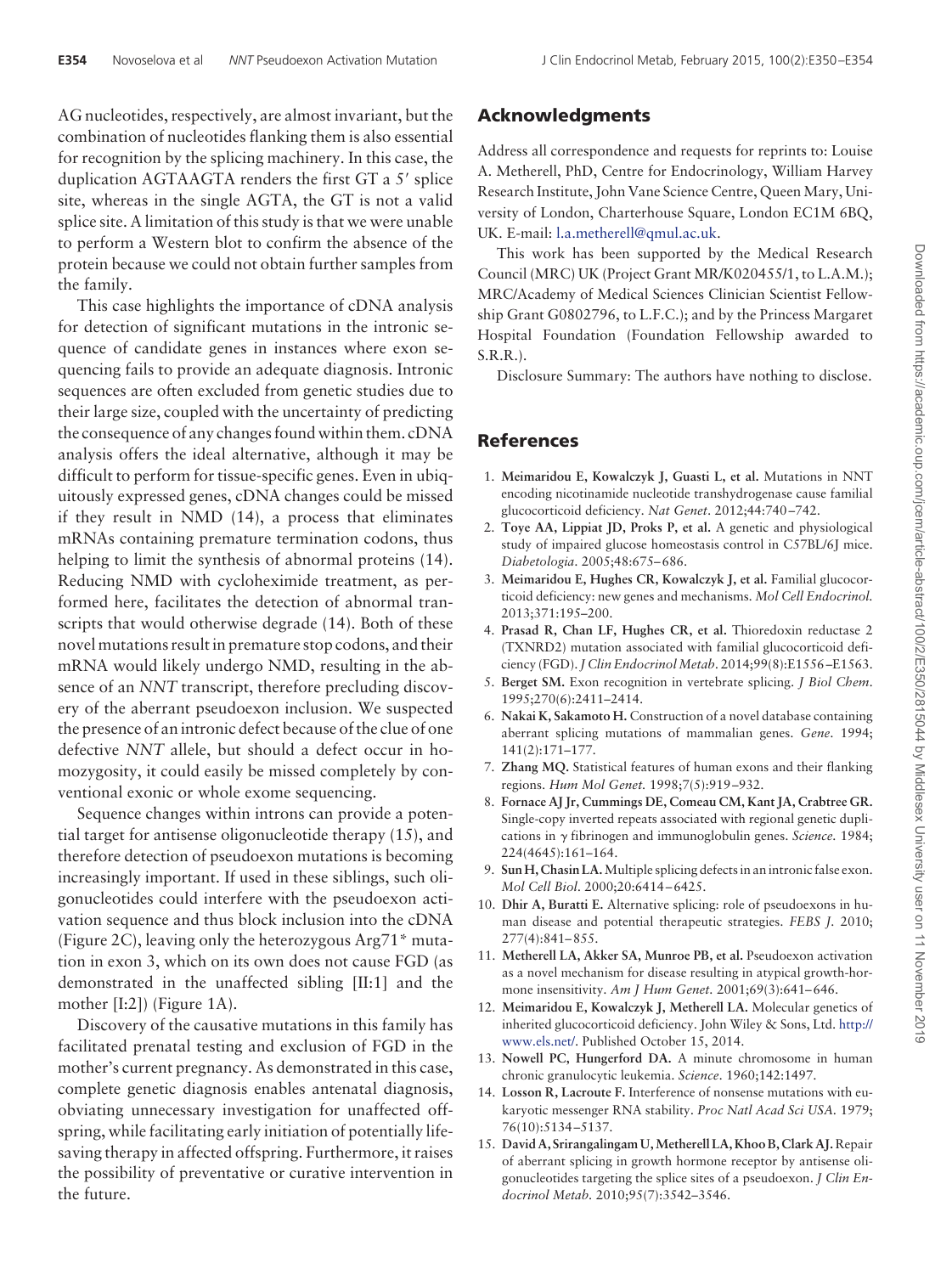AG nucleotides, respectively, are almost invariant, but the combination of nucleotides flanking them is also essential for recognition by the splicing machinery. In this case, the duplication AGTAAGTA renders the first GT a 5′ splice site, whereas in the single AGTA, the GT is not a valid splice site. A limitation of this study is that we were unable to perform a Western blot to confirm the absence of the protein because we could not obtain further samples from the family.

This case highlights the importance of cDNA analysis for detection of significant mutations in the intronic sequence of candidate genes in instances where exon sequencing fails to provide an adequate diagnosis. Intronic sequences are often excluded from genetic studies due to their large size, coupled with the uncertainty of predicting the consequence of any changes found within them. cDNA analysis offers the ideal alternative, although it may be difficult to perform for tissue-specific genes. Even in ubiquitously expressed genes, cDNA changes could be missed if they result in NMD (14), a process that eliminates mRNAs containing premature termination codons, thus helping to limit the synthesis of abnormal proteins (14). Reducing NMD with cycloheximide treatment, as performed here, facilitates the detection of abnormal transcripts that would otherwise degrade (14). Both of these novel mutations result in premature stop codons, and their mRNA would likely undergo NMD, resulting in the absence of an *NNT* transcript, therefore precluding discovery of the aberrant pseudoexon inclusion. We suspected the presence of an intronic defect because of the clue of one defective *NNT* allele, but should a defect occur in homozygosity, it could easily be missed completely by conventional exonic or whole exome sequencing.

Sequence changes within introns can provide a potential target for antisense oligonucleotide therapy (15), and therefore detection of pseudoexon mutations is becoming increasingly important. If used in these siblings, such oligonucleotides could interfere with the pseudoexon activation sequence and thus block inclusion into the cDNA (Figure 2C), leaving only the heterozygous Arg71* mutation in exon 3, which on its own does not cause FGD (as demonstrated in the unaffected sibling [II:1] and the mother [I:2]) (Figure 1A).

Discovery of the causative mutations in this family has facilitated prenatal testing and exclusion of FGD in the mother's current pregnancy. As demonstrated in this case, complete genetic diagnosis enables antenatal diagnosis, obviating unnecessary investigation for unaffected offspring, while facilitating early initiation of potentially lifesaving therapy in affected offspring. Furthermore, it raises the possibility of preventative or curative intervention in the future.

## Acknowledgments

Address all correspondence and requests for reprints to: Louise A. Metherell, PhD, Centre for Endocrinology, William Harvey Research Institute, John Vane Science Centre, Queen Mary, University of London, Charterhouse Square, London EC1M 6BQ, UK. E-mail: l.a.metherell@qmul.ac.uk.

This work has been supported by the Medical Research Council (MRC) UK (Project Grant MR/K020455/1, to L.A.M.); MRC/Academy of Medical Sciences Clinician Scientist Fellowship Grant G0802796, to L.F.C.); and by the Princess Margaret Hospital Foundation (Foundation Fellowship awarded to S.R.R.).

Disclosure Summary: The authors have nothing to disclose.

## References

1. **Meimaridou E, Kowalczyk J, Guasti L, et al.** Mutations in NNT encoding nicotinamide nucleotide transhydrogenase cause familial glucocorticoid deficiency. *Nat Genet*. 2012;44:740–742.
2. **Toye AA, Lippiat JD, Proks P, et al.** A genetic and physiological study of impaired glucose homeostasis control in C57BL/6J mice. *Diabetologia*. 2005;48:675–686.
3. **Meimaridou E, Hughes CR, Kowalczyk J, et al.** Familial glucocorticoid deficiency: new genes and mechanisms. *Mol Cell Endocrinol*. 2013;371:195–200.
4. **Prasad R, Chan LF, Hughes CR, et al.** Thioredoxin reductase 2 (TXNRD2) mutation associated with familial glucocorticoid deficiency (FGD). *J Clin Endocrinol Metab*. 2014;99(8):E1556–E1563.
5. **Berget SM.** Exon recognition in vertebrate splicing. *J Biol Chem*. 1995;270(6):2411–2414.
6. **Nakai K, Sakamoto H.** Construction of a novel database containing aberrant splicing mutations of mammalian genes. *Gene*. 1994; 141(2):171–177.
7. **Zhang MQ.** Statistical features of human exons and their flanking regions. *Hum Mol Genet*. 1998;7(5):919–932.
8. **Fornace AJ Jr, Cummings DE, Comeau CM, Kant JA, Crabtree GR.** Single-copy inverted repeats associated with regional genetic duplications in γ fibrinogen and immunoglobulin genes. *Science*. 1984; 224(4645):161–164.
9. **Sun H, Chasin LA.** Multiple splicing defects in an intronic false exon. *Mol Cell Biol*. 2000;20:6414–6425.
10. **Dhir A, Buratti E.** Alternative splicing: role of pseudoexons in human disease and potential therapeutic strategies. *FEBS J*. 2010; 277(4):841–855.
11. **Metherell LA, Akker SA, Munroe PB, et al.** Pseudoexon activation as a novel mechanism for disease resulting in atypical growth-hormone insensitivity. *Am J Hum Genet*. 2001;69(3):641–646.
12. **Meimaridou E, Kowalczyk J, Metherell LA.** Molecular genetics of inherited glucocorticoid deficiency. John Wiley & Sons, Ltd. http://www.els.net/. Published October 15, 2014.
13. **Nowell PC, Hungerford DA.** A minute chromosome in human chronic granulocytic leukemia. *Science*. 1960;142:1497.
14. **Losson R, Lacroute F.** Interference of nonsense mutations with eukaryotic messenger RNA stability. *Proc Natl Acad Sci USA*. 1979; 76(10):5134–5137.
15. **David A, Srirangalingam U, Metherell LA, Khoo B, Clark AJ.** Repair of aberrant splicing in growth hormone receptor by antisense oligonucleotides targeting the splice sites of a pseudoexon. *J Clin Endocrinol Metab*. 2010;95(7):3542–3546.